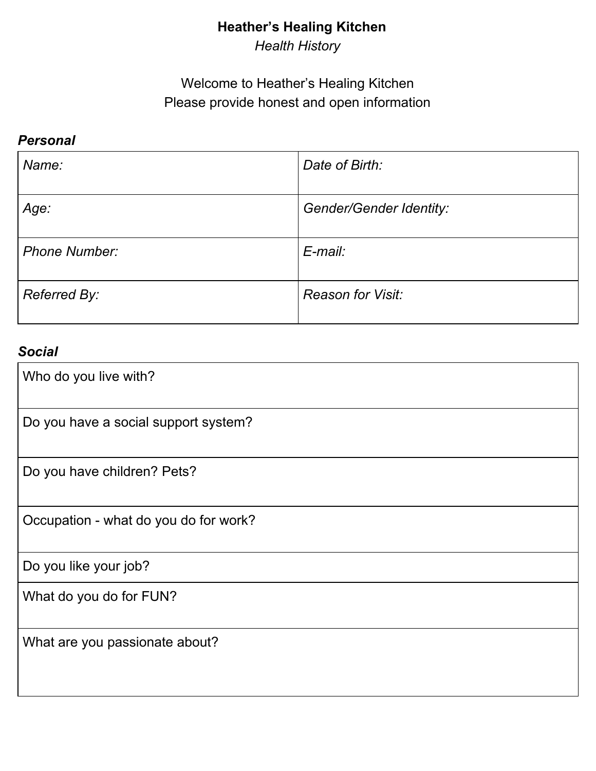# **Heather's Healing Kitchen**

*Health History*

Welcome to Heather's Healing Kitchen
Please provide honest and open information

### ***Personal***

| *Name:* | *Date of Birth:* |
|---|---|
| *Age:* | *Gender/Gender Identity:* |
| *Phone Number:* | *E-mail:* |
| *Referred By:* | *Reason for Visit:* |

### ***Social***

| Who do you live with? |
|---|
| Do you have a social support system? |
| Do you have children? Pets? |
| Occupation - what do you do for work? |
| Do you like your job? |
| What do you do for FUN? |
| What are you passionate about? |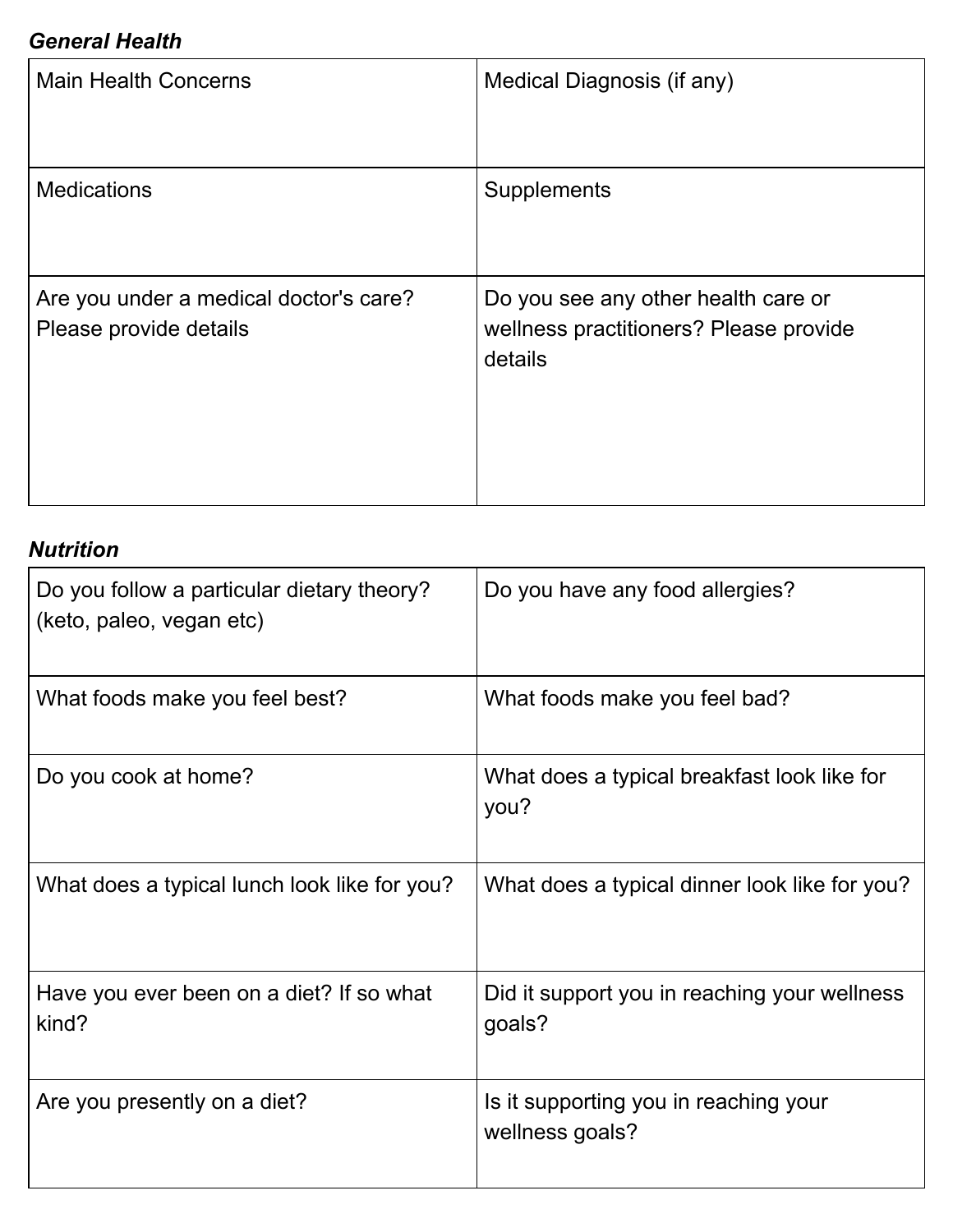***General Health***

| Main Health Concerns | Medical Diagnosis (if any) |
| --- | --- |
| Medications | Supplements |
| Are you under a medical doctor's care? Please provide details | Do you see any other health care or wellness practitioners? Please provide details |

***Nutrition***

| Do you follow a particular dietary theory? (keto, paleo, vegan etc) | Do you have any food allergies? |
| --- | --- |
| What foods make you feel best? | What foods make you feel bad? |
| Do you cook at home? | What does a typical breakfast look like for you? |
| What does a typical lunch look like for you? | What does a typical dinner look like for you? |
| Have you ever been on a diet? If so what kind? | Did it support you in reaching your wellness goals? |
| Are you presently on a diet? | Is it supporting you in reaching your wellness goals? |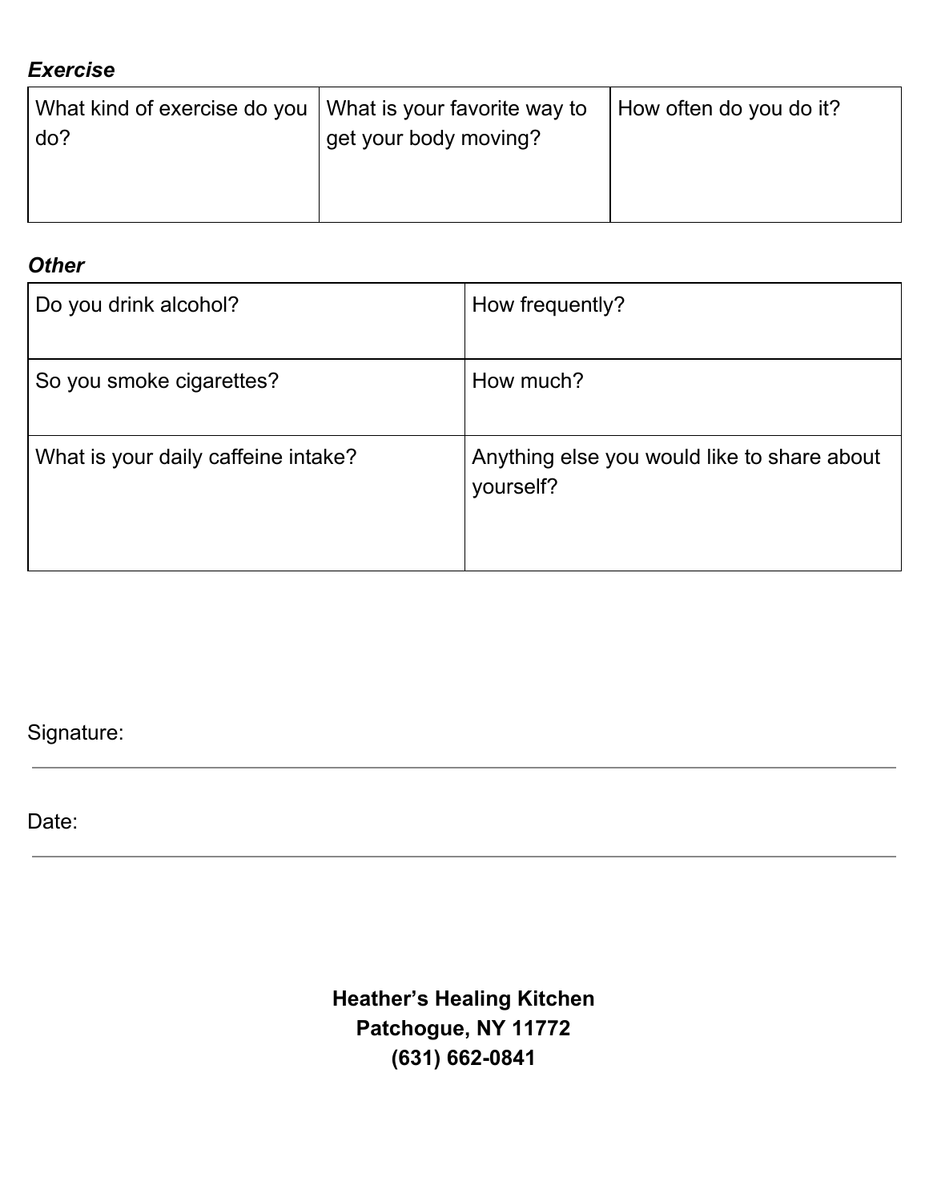***Exercise***

| | | |
|---|---|---|
| What kind of exercise do you do? | What is your favorite way to get your body moving? | How often do you do it? |

***Other***

| | |
|---|---|
| Do you drink alcohol? | How frequently? |
| So you smoke cigarettes? | How much? |
| What is your daily caffeine intake? | Anything else you would like to share about yourself? |

Signature:

---

Date:

---

**Heather's Healing Kitchen**
**Patchogue, NY 11772**
**(631) 662-0841**